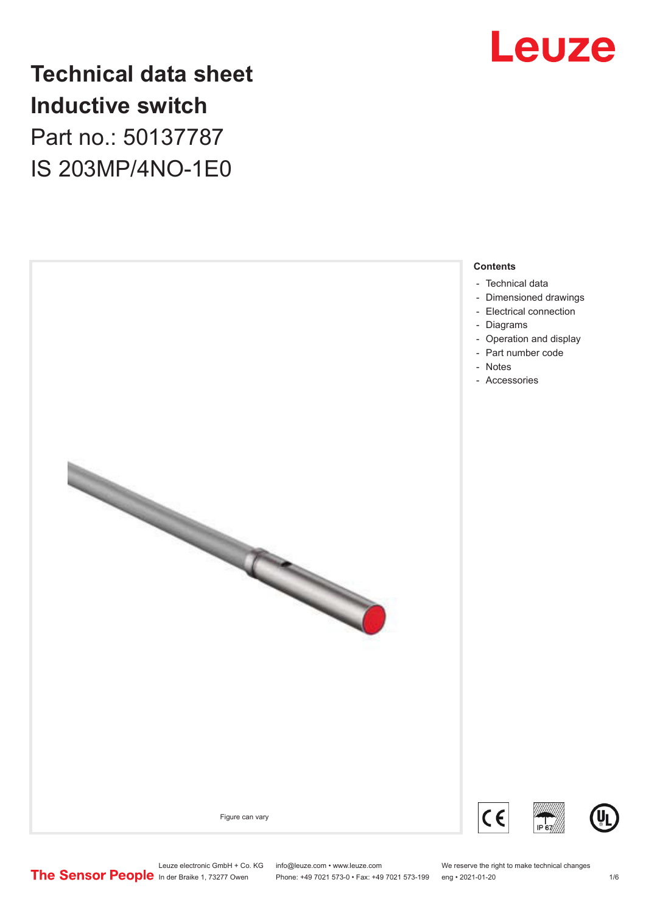# Technical data sheet
# Inductive switch

Part no.: 50137787

IS 203MP/4NO-1E0

Figure can vary

**Contents**

- Technical data
- Dimensioned drawings
- Electrical connection
- Diagrams
- Operation and display
- Part number code
- Notes
- Accessories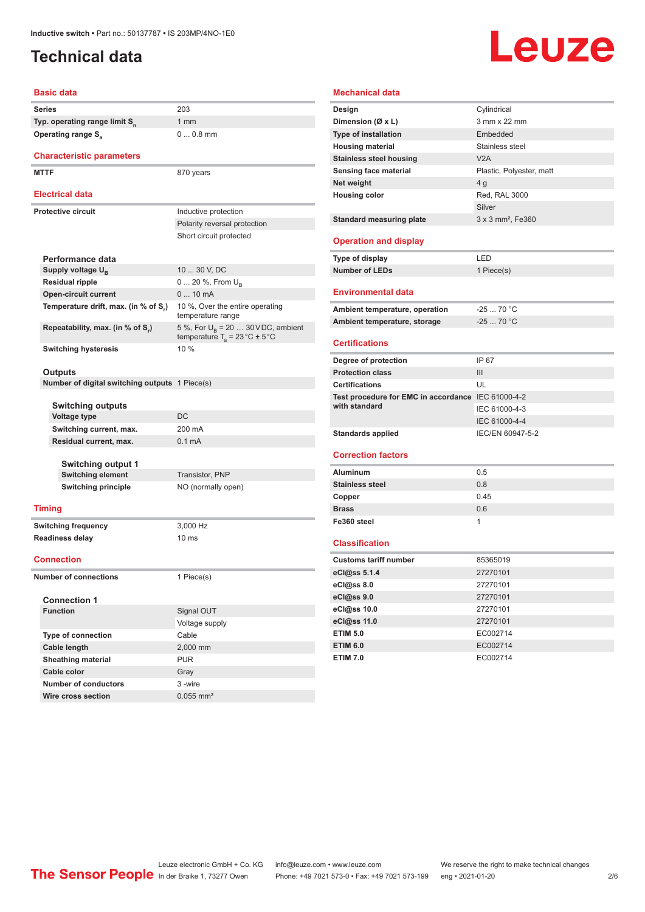# Technical data

## Basic data

| | |
|---|---|
| Series | 203 |
| Typ. operating range limit $S_n$ | 1 mm |
| Operating range $S_a$ | 0 ... 0.8 mm |

## Characteristic parameters

| | |
|---|---|
| MTTF | 870 years |

## Electrical data

| | |
|---|---|
| Protective circuit | Inductive protection |
| | Polarity reversal protection |
| | Short circuit protected |

### Performance data

| | |
|---|---|
| Supply voltage $U_B$ | 10 ... 30 V, DC |
| Residual ripple | 0 ... 20 %, From $U_B$ |
| Open-circuit current | 0 ... 10 mA |
| Temperature drift, max. (in % of $S_r$) | 10 %, Over the entire operating temperature range |
| Repeatability, max. (in % of $S_r$) | 5 %, For $U_B$ = 20 … 30 V DC, ambient temperature $T_a$ = 23 °C ± 5 °C |
| Switching hysteresis | 10 % |

### Outputs

| | |
|---|---|
| Number of digital switching outputs | 1 Piece(s) |

#### Switching outputs

| | |
|---|---|
| Voltage type | DC |
| Switching current, max. | 200 mA |
| Residual current, max. | 0.1 mA |

#### Switching output 1

| | |
|---|---|
| Switching element | Transistor, PNP |
| Switching principle | NO (normally open) |

## Timing

| | |
|---|---|
| Switching frequency | 3,000 Hz |
| Readiness delay | 10 ms |

## Connection

| | |
|---|---|
| Number of connections | 1 Piece(s) |

### Connection 1

| | |
|---|---|
| Function | Signal OUT |
| | Voltage supply |
| Type of connection | Cable |
| Cable length | 2,000 mm |
| Sheathing material | PUR |
| Cable color | Gray |
| Number of conductors | 3 -wire |
| Wire cross section | 0.055 mm² |

## Mechanical data

| | |
|---|---|
| Design | Cylindrical |
| Dimension (Ø x L) | 3 mm x 22 mm |
| Type of installation | Embedded |
| Housing material | Stainless steel |
| Stainless steel housing | V2A |
| Sensing face material | Plastic, Polyester, matt |
| Net weight | 4 g |
| Housing color | Red, RAL 3000 |
| | Silver |
| Standard measuring plate | 3 x 3 mm², Fe360 |

## Operation and display

| | |
|---|---|
| Type of display | LED |
| Number of LEDs | 1 Piece(s) |

## Environmental data

| | |
|---|---|
| Ambient temperature, operation | -25 ... 70 °C |
| Ambient temperature, storage | -25 ... 70 °C |

## Certifications

| | |
|---|---|
| Degree of protection | IP 67 |
| Protection class | III |
| Certifications | UL |
| Test procedure for EMC in accordance with standard | IEC 61000-4-2 |
| | IEC 61000-4-3 |
| | IEC 61000-4-4 |
| Standards applied | IEC/EN 60947-5-2 |

## Correction factors

| | |
|---|---|
| Aluminum | 0.5 |
| Stainless steel | 0.8 |
| Copper | 0.45 |
| Brass | 0.6 |
| Fe360 steel | 1 |

## Classification

| | |
|---|---|
| Customs tariff number | 85365019 |
| eCl@ss 5.1.4 | 27270101 |
| eCl@ss 8.0 | 27270101 |
| eCl@ss 9.0 | 27270101 |
| eCl@ss 10.0 | 27270101 |
| eCl@ss 11.0 | 27270101 |
| ETIM 5.0 | EC002714 |
| ETIM 6.0 | EC002714 |
| ETIM 7.0 | EC002714 |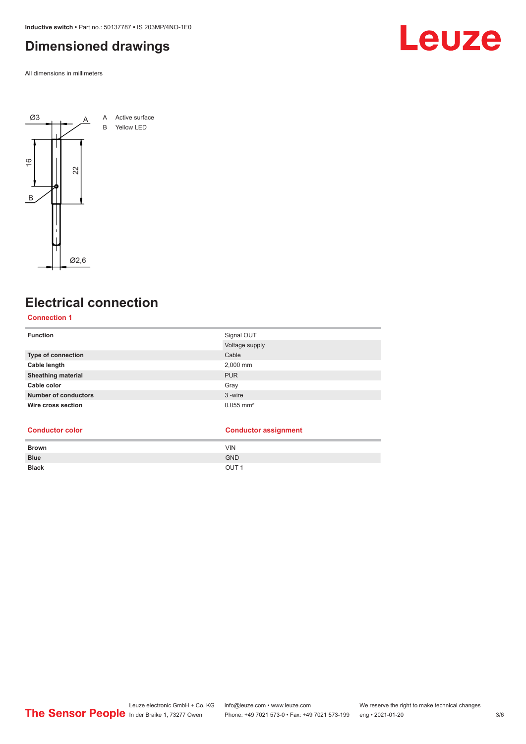# Dimensioned drawings

All dimensions in millimeters

A Active surface
B Yellow LED

# Electrical connection

## Connection 1

| | |
|---|---|
| **Function** | Signal OUT |
| | Voltage supply |
| **Type of connection** | Cable |
| **Cable length** | 2,000 mm |
| **Sheathing material** | PUR |
| **Cable color** | Gray |
| **Number of conductors** | 3 -wire |
| **Wire cross section** | 0.055 mm² |

| Conductor color | Conductor assignment |
|---|---|
| **Brown** | VIN |
| **Blue** | GND |
| **Black** | OUT 1 |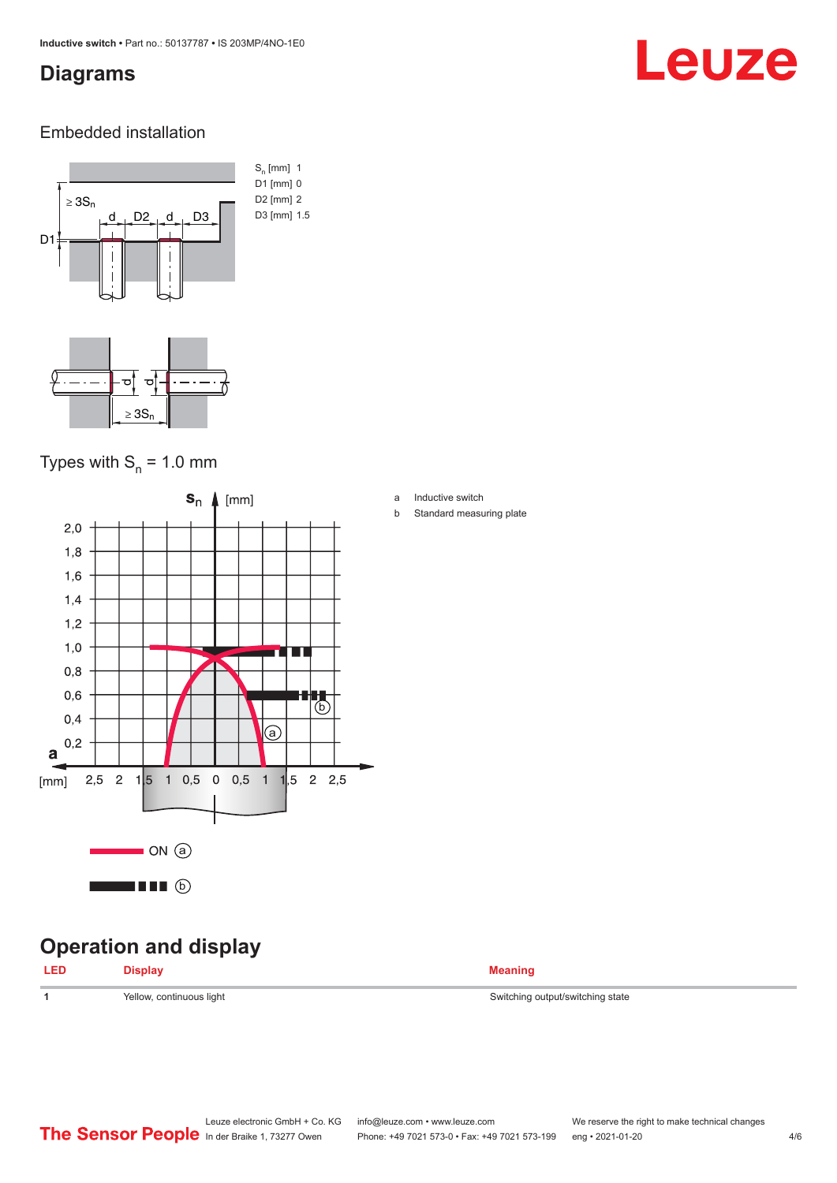# Diagrams

## Embedded installation

$S_n$ [mm] 1
D1 [mm] 0
D2 [mm] 2
D3 [mm] 1.5

## Types with $S_n$ = 1.0 mm

a Inductive switch
b Standard measuring plate

ON (a)

(b)

# Operation and display

| LED | Display | Meaning |
|---|---|---|
| 1 | Yellow, continuous light | Switching output/switching state |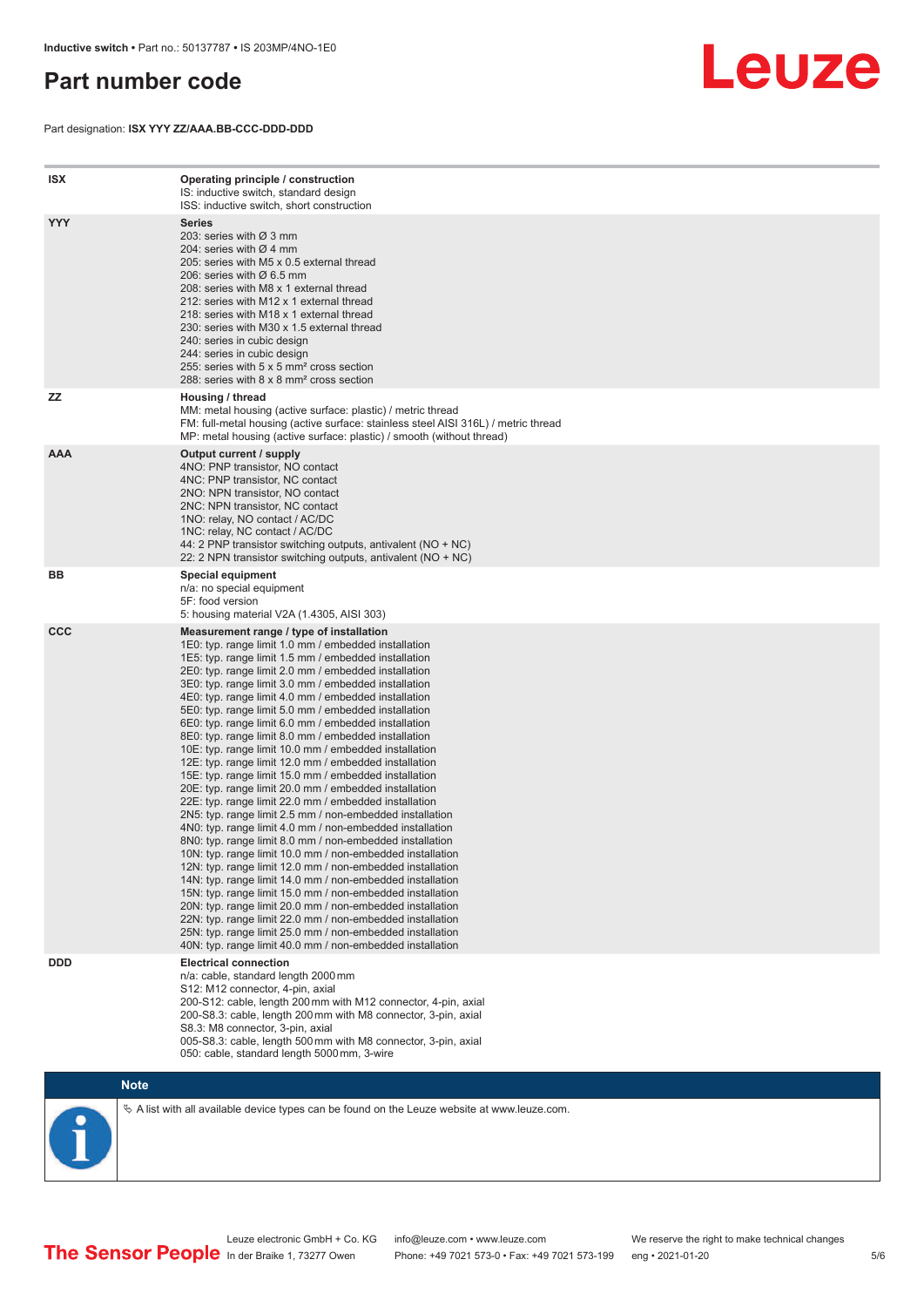# Part number code

Part designation: **ISX YYY ZZ/AAA.BB-CCC-DDD-DDD**

| | |
|---|---|
| **ISX** | **Operating principle / construction**<br>IS: inductive switch, standard design<br>ISS: inductive switch, short construction |
| **YYY** | **Series**<br>203: series with Ø 3 mm<br>204: series with Ø 4 mm<br>205: series with M5 x 0.5 external thread<br>206: series with Ø 6.5 mm<br>208: series with M8 x 1 external thread<br>212: series with M12 x 1 external thread<br>218: series with M18 x 1 external thread<br>230: series with M30 x 1.5 external thread<br>240: series in cubic design<br>244: series in cubic design<br>255: series with 5 x 5 mm² cross section<br>288: series with 8 x 8 mm² cross section |
| **ZZ** | **Housing / thread**<br>MM: metal housing (active surface: plastic) / metric thread<br>FM: full-metal housing (active surface: stainless steel AISI 316L) / metric thread<br>MP: metal housing (active surface: plastic) / smooth (without thread) |
| **AAA** | **Output current / supply**<br>4NO: PNP transistor, NO contact<br>4NC: PNP transistor, NC contact<br>2NO: NPN transistor, NO contact<br>2NC: NPN transistor, NC contact<br>1NO: relay, NO contact / AC/DC<br>1NC: relay, NC contact / AC/DC<br>44: 2 PNP transistor switching outputs, antivalent (NO + NC)<br>22: 2 NPN transistor switching outputs, antivalent (NO + NC) |
| **BB** | **Special equipment**<br>n/a: no special equipment<br>5F: food version<br>5: housing material V2A (1.4305, AISI 303) |
| **CCC** | **Measurement range / type of installation**<br>1E0: typ. range limit 1.0 mm / embedded installation<br>1E5: typ. range limit 1.5 mm / embedded installation<br>2E0: typ. range limit 2.0 mm / embedded installation<br>3E0: typ. range limit 3.0 mm / embedded installation<br>4E0: typ. range limit 4.0 mm / embedded installation<br>5E0: typ. range limit 5.0 mm / embedded installation<br>6E0: typ. range limit 6.0 mm / embedded installation<br>8E0: typ. range limit 8.0 mm / embedded installation<br>10E: typ. range limit 10.0 mm / embedded installation<br>12E: typ. range limit 12.0 mm / embedded installation<br>15E: typ. range limit 15.0 mm / embedded installation<br>20E: typ. range limit 20.0 mm / embedded installation<br>22E: typ. range limit 22.0 mm / embedded installation<br>2N5: typ. range limit 2.5 mm / non-embedded installation<br>4N0: typ. range limit 4.0 mm / non-embedded installation<br>8N0: typ. range limit 8.0 mm / non-embedded installation<br>10N: typ. range limit 10.0 mm / non-embedded installation<br>12N: typ. range limit 12.0 mm / non-embedded installation<br>14N: typ. range limit 14.0 mm / non-embedded installation<br>15N: typ. range limit 15.0 mm / non-embedded installation<br>20N: typ. range limit 20.0 mm / non-embedded installation<br>22N: typ. range limit 22.0 mm / non-embedded installation<br>25N: typ. range limit 25.0 mm / non-embedded installation<br>40N: typ. range limit 40.0 mm / non-embedded installation |
| **DDD** | **Electrical connection**<br>n/a: cable, standard length 2000 mm<br>S12: M12 connector, 4-pin, axial<br>200-S12: cable, length 200 mm with M12 connector, 4-pin, axial<br>200-S8.3: cable, length 200 mm with M8 connector, 3-pin, axial<br>S8.3: M8 connector, 3-pin, axial<br>005-S8.3: cable, length 500 mm with M8 connector, 3-pin, axial<br>050: cable, standard length 5000 mm, 3-wire |

**Note**

↳ A list with all available device types can be found on the Leuze website at www.leuze.com.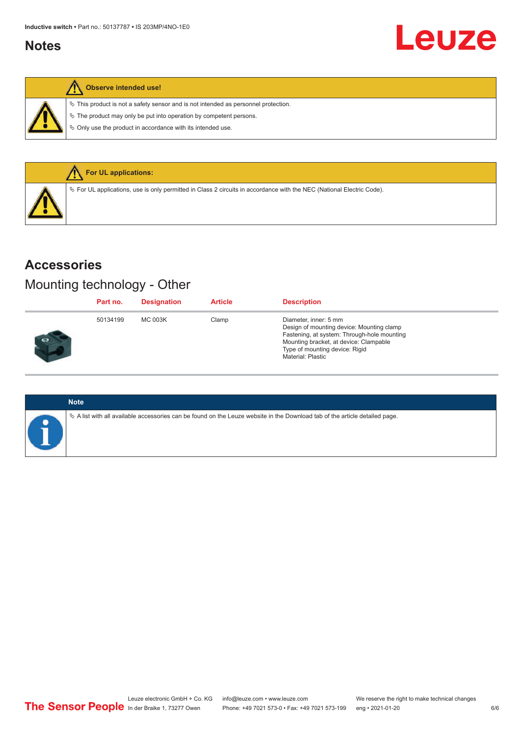## Notes

**Observe intended use!**

- ♦ This product is not a safety sensor and is not intended as personnel protection.
- ♦ The product may only be put into operation by competent persons.
- ♦ Only use the product in accordance with its intended use.

**For UL applications:**

- ♦ For UL applications, use is only permitted in Class 2 circuits in accordance with the NEC (National Electric Code).

## Accessories

### Mounting technology - Other

| Part no. | Designation | Article | Description |
|---|---|---|---|
| 50134199 | MC 003K | Clamp | Diameter, inner: 5 mm<br>Design of mounting device: Mounting clamp<br>Fastening, at system: Through-hole mounting<br>Mounting bracket, at device: Clampable<br>Type of mounting device: Rigid<br>Material: Plastic |

**Note**

- ♦ A list with all available accessories can be found on the Leuze website in the Download tab of the article detailed page.